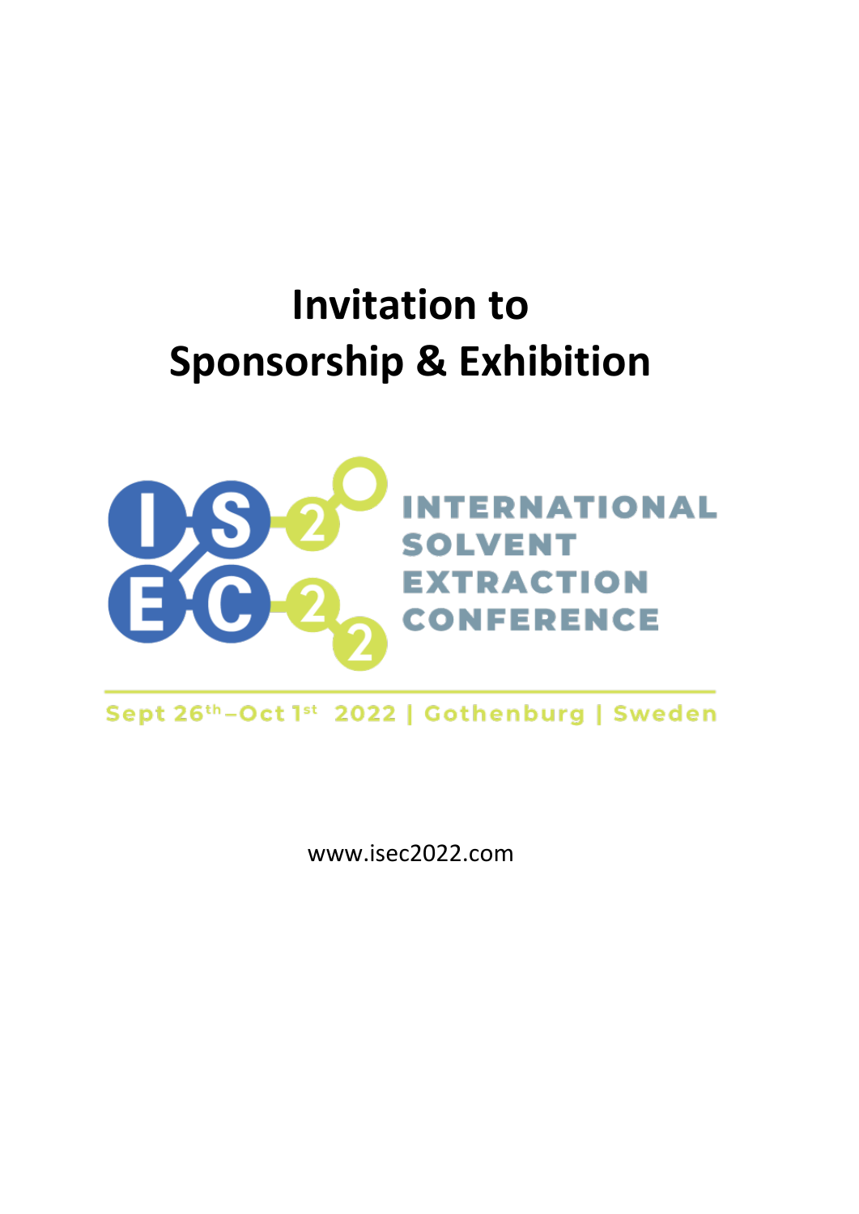# Invitation to Sponsorship & Exhibition

INTERNATIONAL SOLVENT EXTRACTION CONFERENCE

Sept 26th–Oct 1st 2022 | Gothenburg | Sweden

www.isec2022.com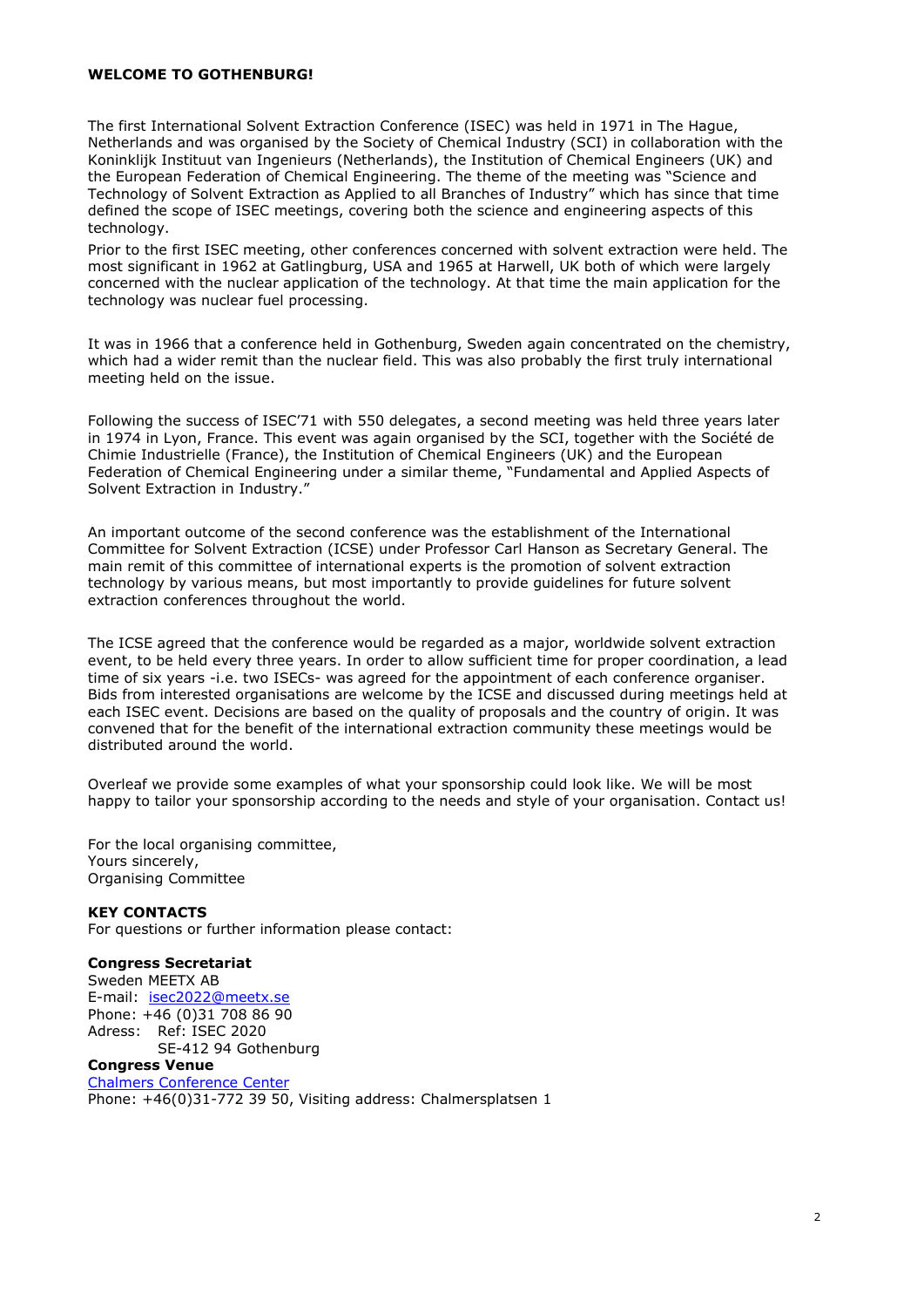## WELCOME TO GOTHENBURG!

The first International Solvent Extraction Conference (ISEC) was held in 1971 in The Hague, Netherlands and was organised by the Society of Chemical Industry (SCI) in collaboration with the Koninklijk Instituut van Ingenieurs (Netherlands), the Institution of Chemical Engineers (UK) and the European Federation of Chemical Engineering. The theme of the meeting was "Science and Technology of Solvent Extraction as Applied to all Branches of Industry" which has since that time defined the scope of ISEC meetings, covering both the science and engineering aspects of this technology.

Prior to the first ISEC meeting, other conferences concerned with solvent extraction were held. The most significant in 1962 at Gatlingburg, USA and 1965 at Harwell, UK both of which were largely concerned with the nuclear application of the technology. At that time the main application for the technology was nuclear fuel processing.

It was in 1966 that a conference held in Gothenburg, Sweden again concentrated on the chemistry, which had a wider remit than the nuclear field. This was also probably the first truly international meeting held on the issue.

Following the success of ISEC'71 with 550 delegates, a second meeting was held three years later in 1974 in Lyon, France. This event was again organised by the SCI, together with the Société de Chimie Industrielle (France), the Institution of Chemical Engineers (UK) and the European Federation of Chemical Engineering under a similar theme, "Fundamental and Applied Aspects of Solvent Extraction in Industry."

An important outcome of the second conference was the establishment of the International Committee for Solvent Extraction (ICSE) under Professor Carl Hanson as Secretary General. The main remit of this committee of international experts is the promotion of solvent extraction technology by various means, but most importantly to provide guidelines for future solvent extraction conferences throughout the world.

The ICSE agreed that the conference would be regarded as a major, worldwide solvent extraction event, to be held every three years. In order to allow sufficient time for proper coordination, a lead time of six years -i.e. two ISECs- was agreed for the appointment of each conference organiser. Bids from interested organisations are welcome by the ICSE and discussed during meetings held at each ISEC event. Decisions are based on the quality of proposals and the country of origin. It was convened that for the benefit of the international extraction community these meetings would be distributed around the world.

Overleaf we provide some examples of what your sponsorship could look like. We will be most happy to tailor your sponsorship according to the needs and style of your organisation. Contact us!

For the local organising committee,
Yours sincerely,
Organising Committee

**KEY CONTACTS**
For questions or further information please contact:

**Congress Secretariat**
Sweden MEETX AB
E-mail: isec2022@meetx.se
Phone: +46 (0)31 708 86 90
Adress: Ref: ISEC 2020
SE-412 94 Gothenburg

**Congress Venue**
Chalmers Conference Center
Phone: +46(0)31-772 39 50, Visiting address: Chalmersplatsen 1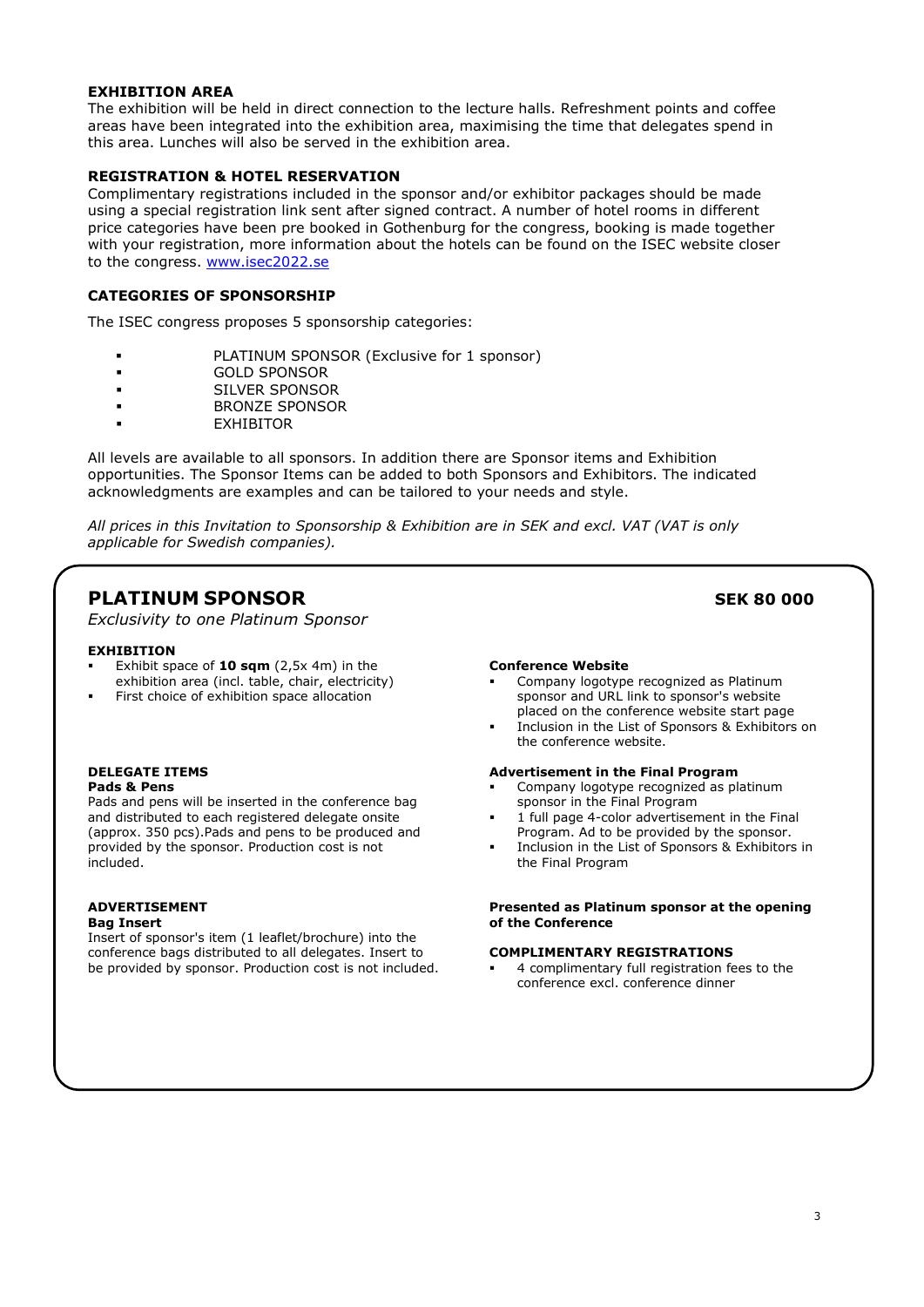## EXHIBITION AREA

The exhibition will be held in direct connection to the lecture halls. Refreshment points and coffee areas have been integrated into the exhibition area, maximising the time that delegates spend in this area. Lunches will also be served in the exhibition area.

## REGISTRATION & HOTEL RESERVATION

Complimentary registrations included in the sponsor and/or exhibitor packages should be made using a special registration link sent after signed contract. A number of hotel rooms in different price categories have been pre booked in Gothenburg for the congress, booking is made together with your registration, more information about the hotels can be found on the ISEC website closer to the congress. [www.isec2022.se](www.isec2022.se)

## CATEGORIES OF SPONSORSHIP

The ISEC congress proposes 5 sponsorship categories:

- PLATINUM SPONSOR (Exclusive for 1 sponsor)
- GOLD SPONSOR
- SILVER SPONSOR
- BRONZE SPONSOR
- EXHIBITOR

All levels are available to all sponsors. In addition there are Sponsor items and Exhibition opportunities. The Sponsor Items can be added to both Sponsors and Exhibitors. The indicated acknowledgments are examples and can be tailored to your needs and style.

*All prices in this Invitation to Sponsorship & Exhibition are in SEK and excl. VAT (VAT is only applicable for Swedish companies).*

## PLATINUM SPONSOR — SEK 80 000

*Exclusivity to one Platinum Sponsor*

### EXHIBITION

- Exhibit space of **10 sqm** (2,5x 4m) in the exhibition area (incl. table, chair, electricity)
- First choice of exhibition space allocation

### DELEGATE ITEMS

**Pads & Pens**

Pads and pens will be inserted in the conference bag and distributed to each registered delegate onsite (approx. 350 pcs).Pads and pens to be produced and provided by the sponsor. Production cost is not included.

### ADVERTISEMENT

**Bag Insert**

Insert of sponsor's item (1 leaflet/brochure) into the conference bags distributed to all delegates. Insert to be provided by sponsor. Production cost is not included.

**Conference Website**

- Company logotype recognized as Platinum sponsor and URL link to sponsor's website placed on the conference website start page
- Inclusion in the List of Sponsors & Exhibitors on the conference website.

**Advertisement in the Final Program**

- Company logotype recognized as platinum sponsor in the Final Program
- 1 full page 4-color advertisement in the Final Program. Ad to be provided by the sponsor.
- Inclusion in the List of Sponsors & Exhibitors in the Final Program

**Presented as Platinum sponsor at the opening of the Conference**

### COMPLIMENTARY REGISTRATIONS

- 4 complimentary full registration fees to the conference excl. conference dinner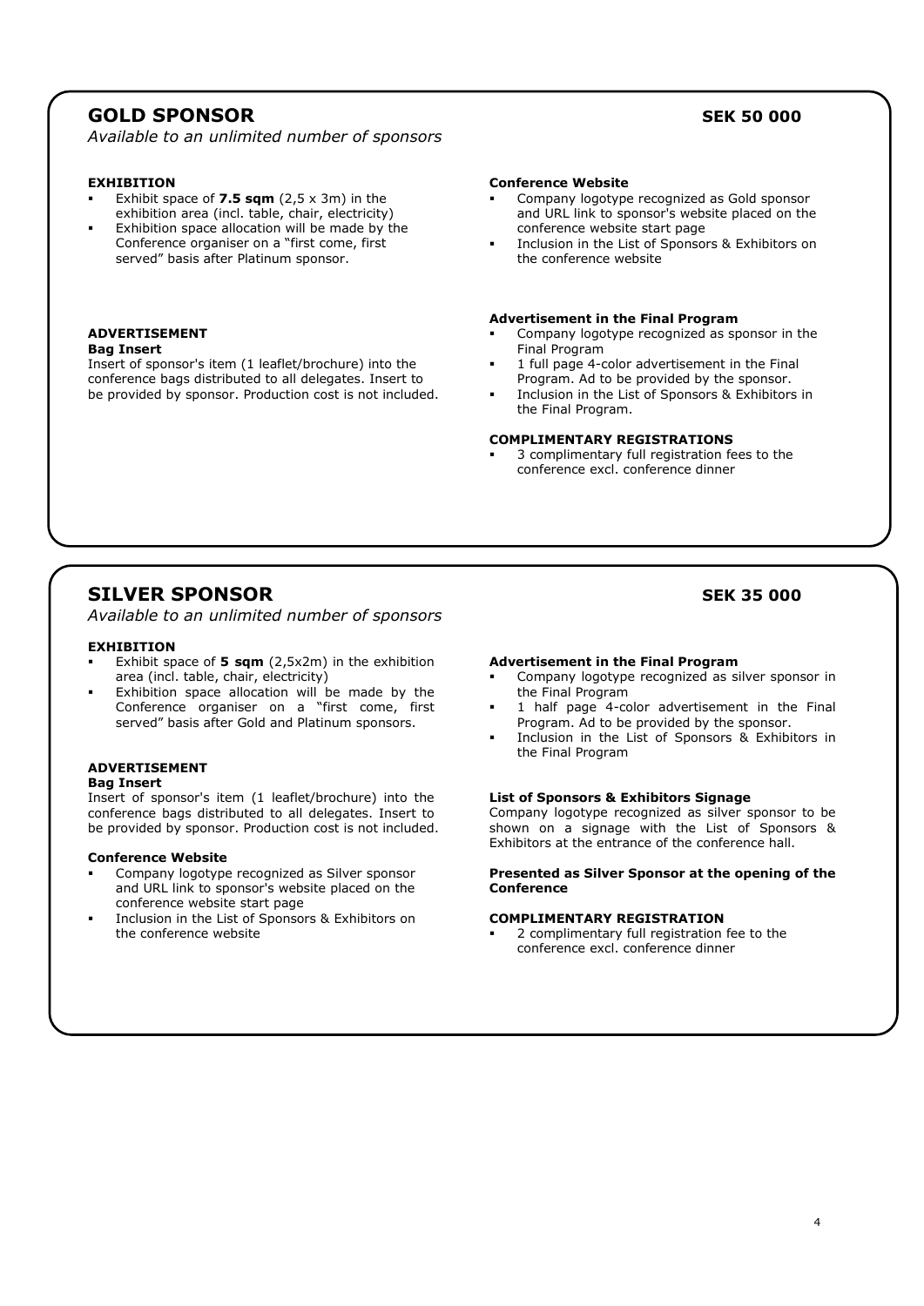## GOLD SPONSOR — SEK 50 000

*Available to an unlimited number of sponsors*

**EXHIBITION**

- Exhibit space of **7.5 sqm** (2,5 x 3m) in the exhibition area (incl. table, chair, electricity)
- Exhibition space allocation will be made by the Conference organiser on a "first come, first served" basis after Platinum sponsor.

**ADVERTISEMENT**

**Bag Insert**

Insert of sponsor's item (1 leaflet/brochure) into the conference bags distributed to all delegates. Insert to be provided by sponsor. Production cost is not included.

**Conference Website**

- Company logotype recognized as Gold sponsor and URL link to sponsor's website placed on the conference website start page
- Inclusion in the List of Sponsors & Exhibitors on the conference website

**Advertisement in the Final Program**

- Company logotype recognized as sponsor in the Final Program
- 1 full page 4-color advertisement in the Final Program. Ad to be provided by the sponsor.
- Inclusion in the List of Sponsors & Exhibitors in the Final Program.

**COMPLIMENTARY REGISTRATIONS**

- 3 complimentary full registration fees to the conference excl. conference dinner

## SILVER SPONSOR — SEK 35 000

*Available to an unlimited number of sponsors*

**EXHIBITION**

- Exhibit space of **5 sqm** (2,5x2m) in the exhibition area (incl. table, chair, electricity)
- Exhibition space allocation will be made by the Conference organiser on a "first come, first served" basis after Gold and Platinum sponsors.

**ADVERTISEMENT**

**Bag Insert**

Insert of sponsor's item (1 leaflet/brochure) into the conference bags distributed to all delegates. Insert to be provided by sponsor. Production cost is not included.

**Conference Website**

- Company logotype recognized as Silver sponsor and URL link to sponsor's website placed on the conference website start page
- Inclusion in the List of Sponsors & Exhibitors on the conference website

**Advertisement in the Final Program**

- Company logotype recognized as silver sponsor in the Final Program
- 1 half page 4-color advertisement in the Final Program. Ad to be provided by the sponsor.
- Inclusion in the List of Sponsors & Exhibitors in the Final Program

**List of Sponsors & Exhibitors Signage**

Company logotype recognized as silver sponsor to be shown on a signage with the List of Sponsors & Exhibitors at the entrance of the conference hall.

**Presented as Silver Sponsor at the opening of the Conference**

**COMPLIMENTARY REGISTRATION**

- 2 complimentary full registration fee to the conference excl. conference dinner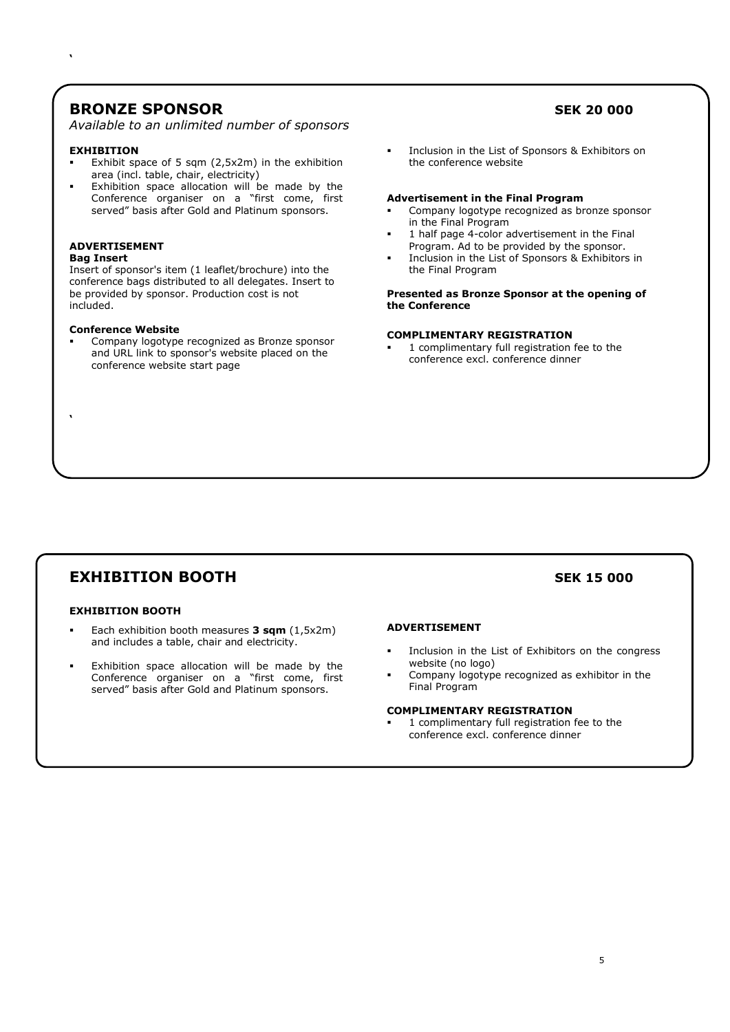## BRONZE SPONSOR — SEK 20 000

*Available to an unlimited number of sponsors*

**EXHIBITION**

- Exhibit space of 5 sqm (2,5x2m) in the exhibition area (incl. table, chair, electricity)
- Exhibition space allocation will be made by the Conference organiser on a "first come, first served" basis after Gold and Platinum sponsors.

**ADVERTISEMENT**

**Bag Insert**

Insert of sponsor's item (1 leaflet/brochure) into the conference bags distributed to all delegates. Insert to be provided by sponsor. Production cost is not included.

**Conference Website**

- Company logotype recognized as Bronze sponsor and URL link to sponsor's website placed on the conference website start page
- Inclusion in the List of Sponsors & Exhibitors on the conference website

**Advertisement in the Final Program**

- Company logotype recognized as bronze sponsor in the Final Program
- 1 half page 4-color advertisement in the Final Program. Ad to be provided by the sponsor.
- Inclusion in the List of Sponsors & Exhibitors in the Final Program

**Presented as Bronze Sponsor at the opening of the Conference**

**COMPLIMENTARY REGISTRATION**

- 1 complimentary full registration fee to the conference excl. conference dinner

## EXHIBITION BOOTH — SEK 15 000

**EXHIBITION BOOTH**

- Each exhibition booth measures **3 sqm** (1,5x2m) and includes a table, chair and electricity.
- Exhibition space allocation will be made by the Conference organiser on a "first come, first served" basis after Gold and Platinum sponsors.

**ADVERTISEMENT**

- Inclusion in the List of Exhibitors on the congress website (no logo)
- Company logotype recognized as exhibitor in the Final Program

**COMPLIMENTARY REGISTRATION**

- 1 complimentary full registration fee to the conference excl. conference dinner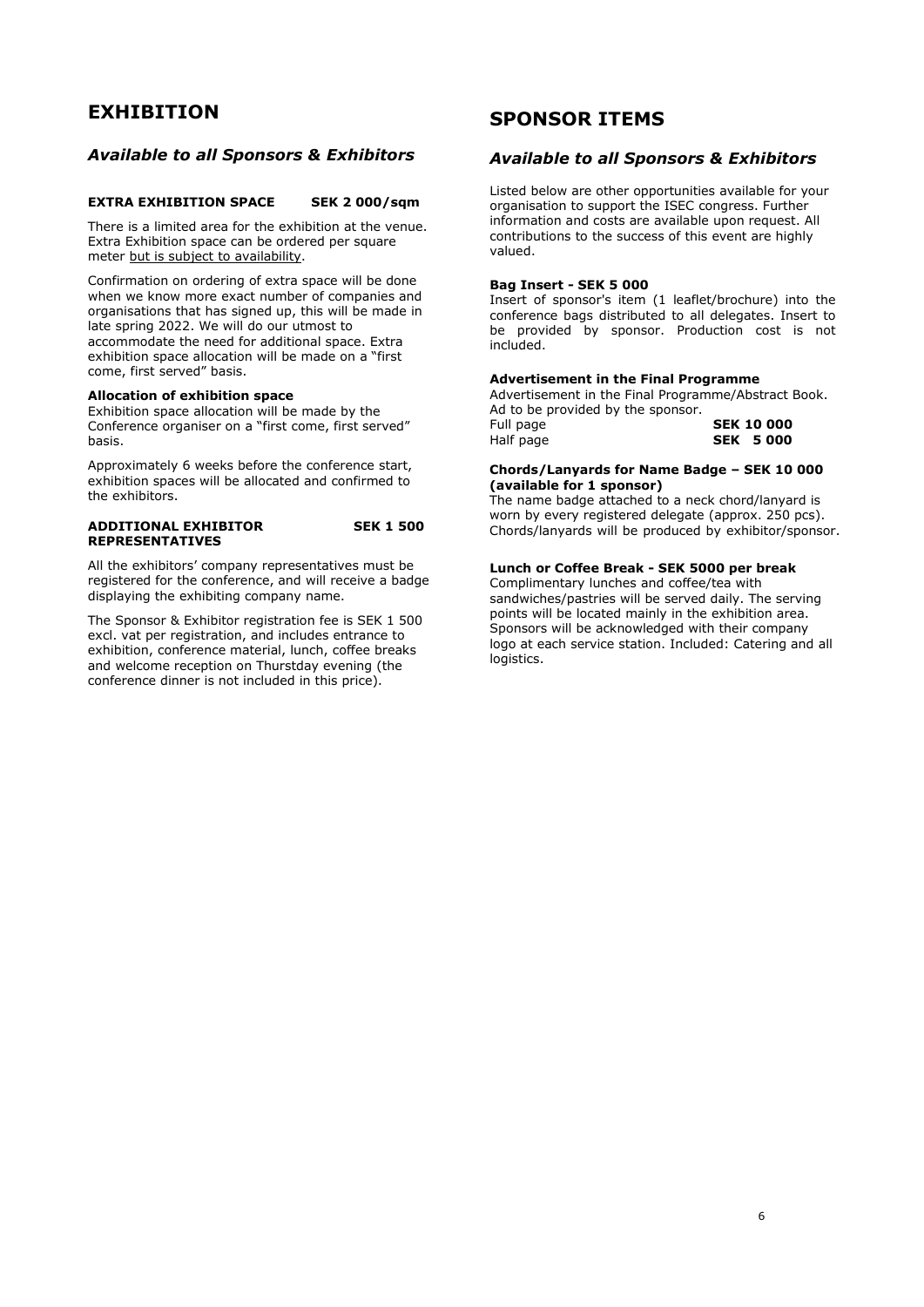# EXHIBITION

## *Available to all Sponsors & Exhibitors*

**EXTRA EXHIBITION SPACE SEK 2 000/sqm**

There is a limited area for the exhibition at the venue. Extra Exhibition space can be ordered per square meter but is subject to availability.

Confirmation on ordering of extra space will be done when we know more exact number of companies and organisations that has signed up, this will be made in late spring 2022. We will do our utmost to accommodate the need for additional space. Extra exhibition space allocation will be made on a "first come, first served" basis.

**Allocation of exhibition space**
Exhibition space allocation will be made by the Conference organiser on a "first come, first served" basis.

Approximately 6 weeks before the conference start, exhibition spaces will be allocated and confirmed to the exhibitors.

**ADDITIONAL EXHIBITOR REPRESENTATIVES SEK 1 500**

All the exhibitors' company representatives must be registered for the conference, and will receive a badge displaying the exhibiting company name.

The Sponsor & Exhibitor registration fee is SEK 1 500 excl. vat per registration, and includes entrance to exhibition, conference material, lunch, coffee breaks and welcome reception on Thursday evening (the conference dinner is not included in this price).

# SPONSOR ITEMS

## *Available to all Sponsors & Exhibitors*

Listed below are other opportunities available for your organisation to support the ISEC congress. Further information and costs are available upon request. All contributions to the success of this event are highly valued.

**Bag Insert - SEK 5 000**
Insert of sponsor's item (1 leaflet/brochure) into the conference bags distributed to all delegates. Insert to be provided by sponsor. Production cost is not included.

**Advertisement in the Final Programme**
Advertisement in the Final Programme/Abstract Book. Ad to be provided by the sponsor.

| | |
|---|---|
| Full page | **SEK 10 000** |
| Half page | **SEK 5 000** |

**Chords/Lanyards for Name Badge – SEK 10 000 (available for 1 sponsor)**
The name badge attached to a neck chord/lanyard is worn by every registered delegate (approx. 250 pcs). Chords/lanyards will be produced by exhibitor/sponsor.

**Lunch or Coffee Break - SEK 5000 per break**
Complimentary lunches and coffee/tea with sandwiches/pastries will be served daily. The serving points will be located mainly in the exhibition area. Sponsors will be acknowledged with their company logo at each service station. Included: Catering and all logistics.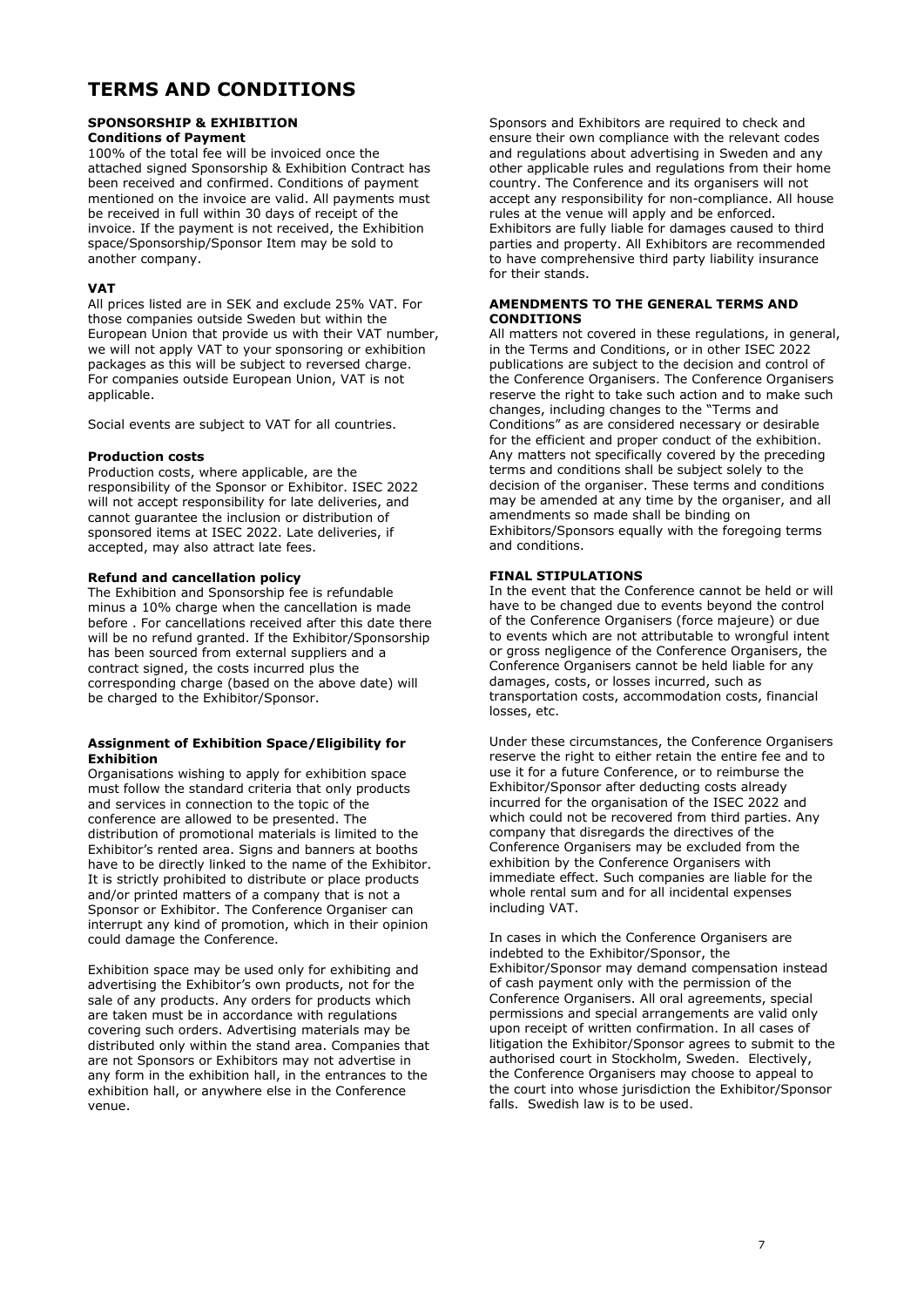# TERMS AND CONDITIONS

## SPONSORSHIP & EXHIBITION

### Conditions of Payment

100% of the total fee will be invoiced once the attached signed Sponsorship & Exhibition Contract has been received and confirmed. Conditions of payment mentioned on the invoice are valid. All payments must be received in full within 30 days of receipt of the invoice. If the payment is not received, the Exhibition space/Sponsorship/Sponsor Item may be sold to another company.

### VAT

All prices listed are in SEK and exclude 25% VAT. For those companies outside Sweden but within the European Union that provide us with their VAT number, we will not apply VAT to your sponsoring or exhibition packages as this will be subject to reversed charge. For companies outside European Union, VAT is not applicable.

Social events are subject to VAT for all countries.

### Production costs

Production costs, where applicable, are the responsibility of the Sponsor or Exhibitor. ISEC 2022 will not accept responsibility for late deliveries, and cannot guarantee the inclusion or distribution of sponsored items at ISEC 2022. Late deliveries, if accepted, may also attract late fees.

### Refund and cancellation policy

The Exhibition and Sponsorship fee is refundable minus a 10% charge when the cancellation is made before . For cancellations received after this date there will be no refund granted. If the Exhibitor/Sponsorship has been sourced from external suppliers and a contract signed, the costs incurred plus the corresponding charge (based on the above date) will be charged to the Exhibitor/Sponsor.

### Assignment of Exhibition Space/Eligibility for Exhibition

Organisations wishing to apply for exhibition space must follow the standard criteria that only products and services in connection to the topic of the conference are allowed to be presented. The distribution of promotional materials is limited to the Exhibitor's rented area. Signs and banners at booths have to be directly linked to the name of the Exhibitor. It is strictly prohibited to distribute or place products and/or printed matters of a company that is not a Sponsor or Exhibitor. The Conference Organiser can interrupt any kind of promotion, which in their opinion could damage the Conference.

Exhibition space may be used only for exhibiting and advertising the Exhibitor's own products, not for the sale of any products. Any orders for products which are taken must be in accordance with regulations covering such orders. Advertising materials may be distributed only within the stand area. Companies that are not Sponsors or Exhibitors may not advertise in any form in the exhibition hall, in the entrances to the exhibition hall, or anywhere else in the Conference venue.

Sponsors and Exhibitors are required to check and ensure their own compliance with the relevant codes and regulations about advertising in Sweden and any other applicable rules and regulations from their home country. The Conference and its organisers will not accept any responsibility for non-compliance. All house rules at the venue will apply and be enforced. Exhibitors are fully liable for damages caused to third parties and property. All Exhibitors are recommended to have comprehensive third party liability insurance for their stands.

## AMENDMENTS TO THE GENERAL TERMS AND CONDITIONS

All matters not covered in these regulations, in general, in the Terms and Conditions, or in other ISEC 2022 publications are subject to the decision and control of the Conference Organisers. The Conference Organisers reserve the right to take such action and to make such changes, including changes to the "Terms and Conditions" as are considered necessary or desirable for the efficient and proper conduct of the exhibition. Any matters not specifically covered by the preceding terms and conditions shall be subject solely to the decision of the organiser. These terms and conditions may be amended at any time by the organiser, and all amendments so made shall be binding on Exhibitors/Sponsors equally with the foregoing terms and conditions.

## FINAL STIPULATIONS

In the event that the Conference cannot be held or will have to be changed due to events beyond the control of the Conference Organisers (force majeure) or due to events which are not attributable to wrongful intent or gross negligence of the Conference Organisers, the Conference Organisers cannot be held liable for any damages, costs, or losses incurred, such as transportation costs, accommodation costs, financial losses, etc.

Under these circumstances, the Conference Organisers reserve the right to either retain the entire fee and to use it for a future Conference, or to reimburse the Exhibitor/Sponsor after deducting costs already incurred for the organisation of the ISEC 2022 and which could not be recovered from third parties. Any company that disregards the directives of the Conference Organisers may be excluded from the exhibition by the Conference Organisers with immediate effect. Such companies are liable for the whole rental sum and for all incidental expenses including VAT.

In cases in which the Conference Organisers are indebted to the Exhibitor/Sponsor, the Exhibitor/Sponsor may demand compensation instead of cash payment only with the permission of the Conference Organisers. All oral agreements, special permissions and special arrangements are valid only upon receipt of written confirmation. In all cases of litigation the Exhibitor/Sponsor agrees to submit to the authorised court in Stockholm, Sweden. Electively, the Conference Organisers may choose to appeal to the court into whose jurisdiction the Exhibitor/Sponsor falls. Swedish law is to be used.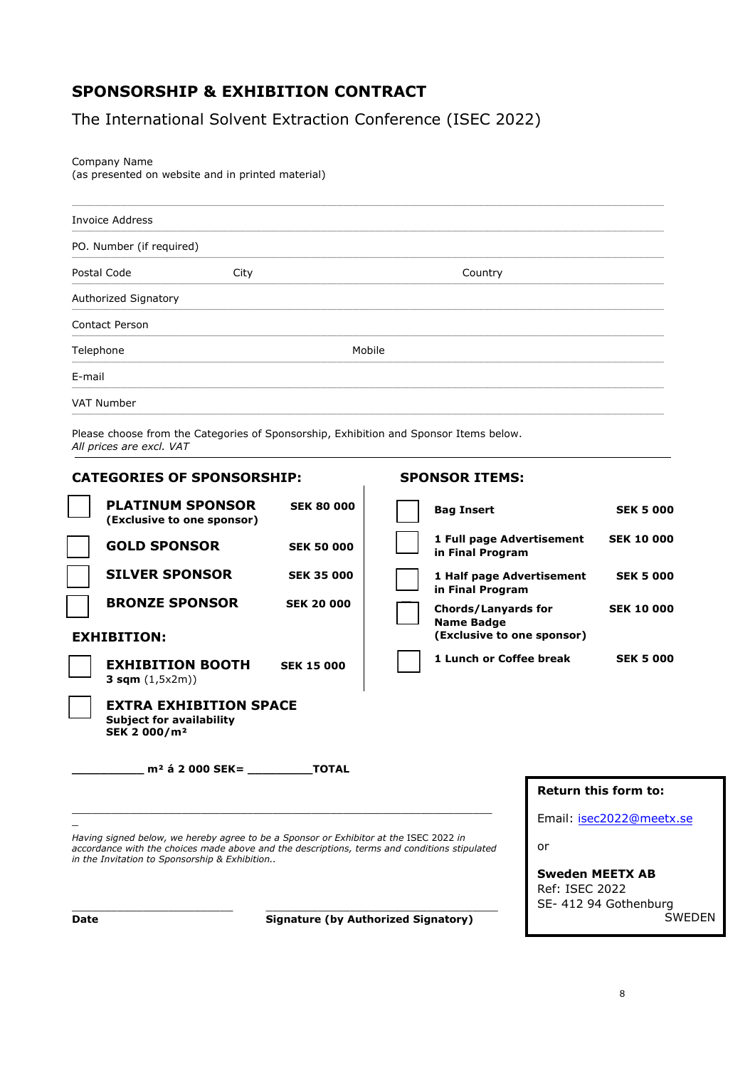## SPONSORSHIP & EXHIBITION CONTRACT

The International Solvent Extraction Conference (ISEC 2022)

Company Name
(as presented on website and in printed material)

Invoice Address

PO. Number (if required)

Postal Code City Country

Authorized Signatory

Contact Person

Telephone Mobile

E-mail

VAT Number

Please choose from the Categories of Sponsorship, Exhibition and Sponsor Items below.
*All prices are excl. VAT*

### CATEGORIES OF SPONSORSHIP:

| | | |
|---|---|---|
| ☐ | **PLATINUM SPONSOR** **(Exclusive to one sponsor)** | **SEK 80 000** |
| ☐ | **GOLD SPONSOR** | **SEK 50 000** |
| ☐ | **SILVER SPONSOR** | **SEK 35 000** |
| ☐ | **BRONZE SPONSOR** | **SEK 20 000** |

### EXHIBITION:

| | | |
|---|---|---|
| ☐ | **EXHIBITION BOOTH** **3 sqm** (1,5x2m)) | **SEK 15 000** |
| ☐ | **EXTRA EXHIBITION SPACE** **Subject for availability** **SEK 2 000/m²** | |

**__________ m² á 2 000 SEK= _________TOTAL**

### SPONSOR ITEMS:

| | | |
|---|---|---|
| ☐ | **Bag Insert** | **SEK 5 000** |
| ☐ | **1 Full page Advertisement in Final Program** | **SEK 10 000** |
| ☐ | **1 Half page Advertisement in Final Program** | **SEK 5 000** |
| ☐ | **Chords/Lanyards for Name Badge (Exclusive to one sponsor)** | **SEK 10 000** |
| ☐ | **1 Lunch or Coffee break** | **SEK 5 000** |

*Having signed below, we hereby agree to be a Sponsor or Exhibitor at the ISEC 2022 in accordance with the choices made above and the descriptions, terms and conditions stipulated in the Invitation to Sponsorship & Exhibition..*

_________________________ _________________________________

**Date** **Signature (by Authorized Signatory)**

**Return this form to:**

Email: isec2022@meetx.se

or

**Sweden MEETX AB**
Ref: ISEC 2022
SE- 412 94 Gothenburg
SWEDEN